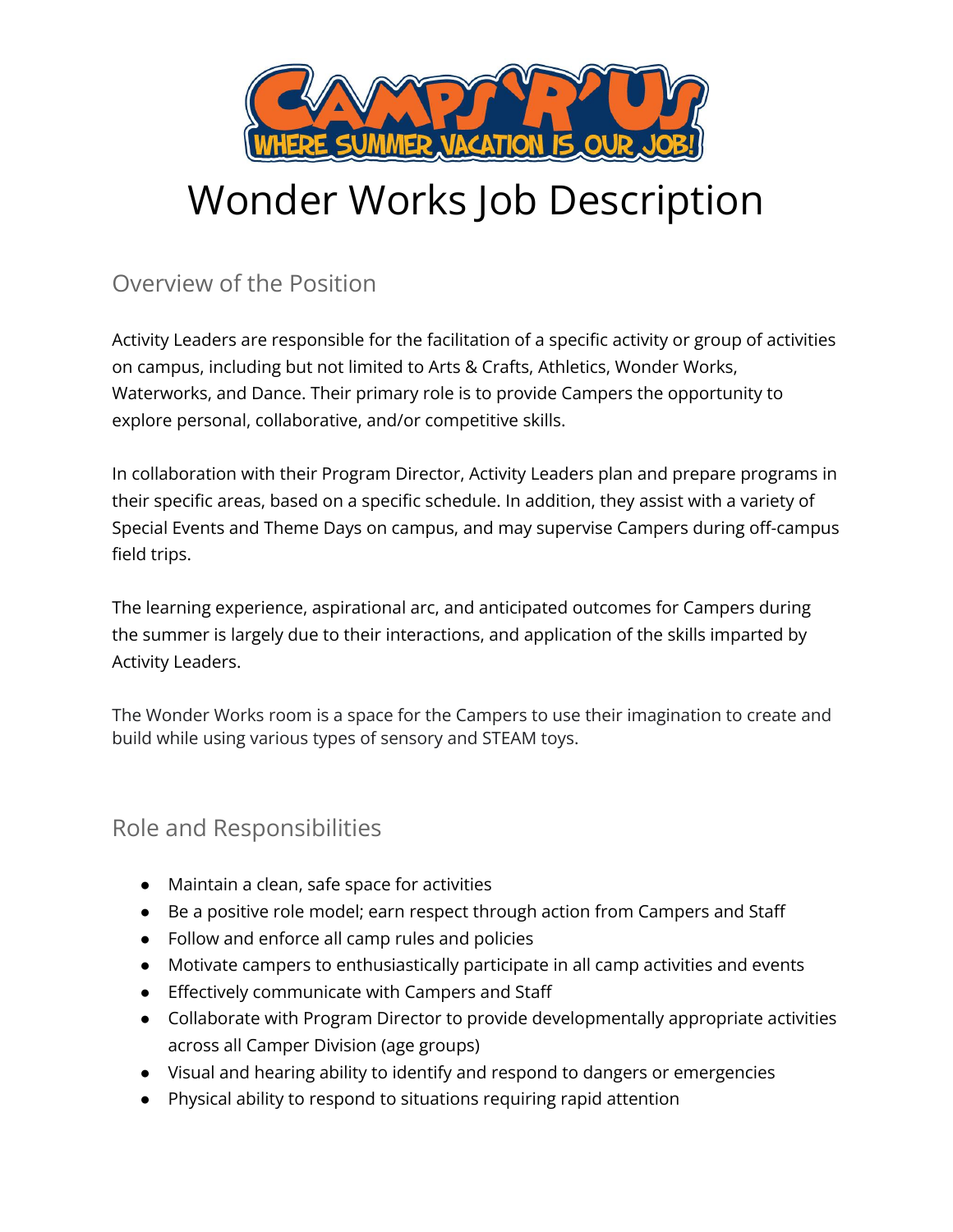# Wonder Works Job Description

## Overview of the Position

Activity Leaders are responsible for the facilitation of a specific activity or group of activities on campus, including but not limited to Arts & Crafts, Athletics, Wonder Works, Waterworks, and Dance. Their primary role is to provide Campers the opportunity to explore personal, collaborative, and/or competitive skills.

In collaboration with their Program Director, Activity Leaders plan and prepare programs in their specific areas, based on a specific schedule. In addition, they assist with a variety of Special Events and Theme Days on campus, and may supervise Campers during off-campus field trips.

The learning experience, aspirational arc, and anticipated outcomes for Campers during the summer is largely due to their interactions, and application of the skills imparted by Activity Leaders.

The Wonder Works room is a space for the Campers to use their imagination to create and build while using various types of sensory and STEAM toys.

## Role and Responsibilities

- Maintain a clean, safe space for activities
- Be a positive role model; earn respect through action from Campers and Staff
- Follow and enforce all camp rules and policies
- Motivate campers to enthusiastically participate in all camp activities and events
- Effectively communicate with Campers and Staff
- Collaborate with Program Director to provide developmentally appropriate activities across all Camper Division (age groups)
- Visual and hearing ability to identify and respond to dangers or emergencies
- Physical ability to respond to situations requiring rapid attention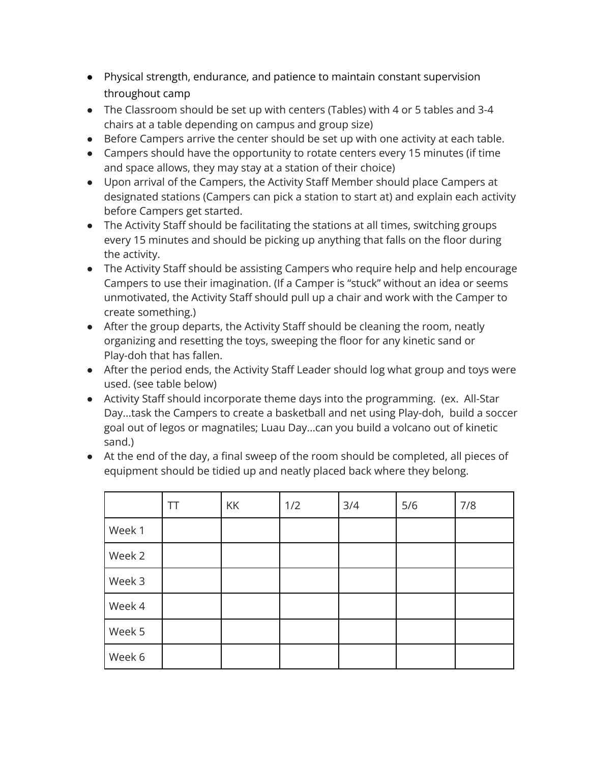- Physical strength, endurance, and patience to maintain constant supervision throughout camp
- The Classroom should be set up with centers (Tables) with 4 or 5 tables and 3-4 chairs at a table depending on campus and group size)
- Before Campers arrive the center should be set up with one activity at each table.
- Campers should have the opportunity to rotate centers every 15 minutes (if time and space allows, they may stay at a station of their choice)
- Upon arrival of the Campers, the Activity Staff Member should place Campers at designated stations (Campers can pick a station to start at) and explain each activity before Campers get started.
- The Activity Staff should be facilitating the stations at all times, switching groups every 15 minutes and should be picking up anything that falls on the floor during the activity.
- The Activity Staff should be assisting Campers who require help and help encourage Campers to use their imagination. (If a Camper is "stuck" without an idea or seems unmotivated, the Activity Staff should pull up a chair and work with the Camper to create something.)
- After the group departs, the Activity Staff should be cleaning the room, neatly organizing and resetting the toys, sweeping the floor for any kinetic sand or Play-doh that has fallen.
- After the period ends, the Activity Staff Leader should log what group and toys were used. (see table below)
- Activity Staff should incorporate theme days into the programming. (ex. All-Star Day...task the Campers to create a basketball and net using Play-doh, build a soccer goal out of legos or magnatiles; Luau Day...can you build a volcano out of kinetic sand.)
- At the end of the day, a final sweep of the room should be completed, all pieces of equipment should be tidied up and neatly placed back where they belong.

| | TT | KK | 1/2 | 3/4 | 5/6 | 7/8 |
|---|---|---|---|---|---|---|
| Week 1 | | | | | | |
| Week 2 | | | | | | |
| Week 3 | | | | | | |
| Week 4 | | | | | | |
| Week 5 | | | | | | |
| Week 6 | | | | | | |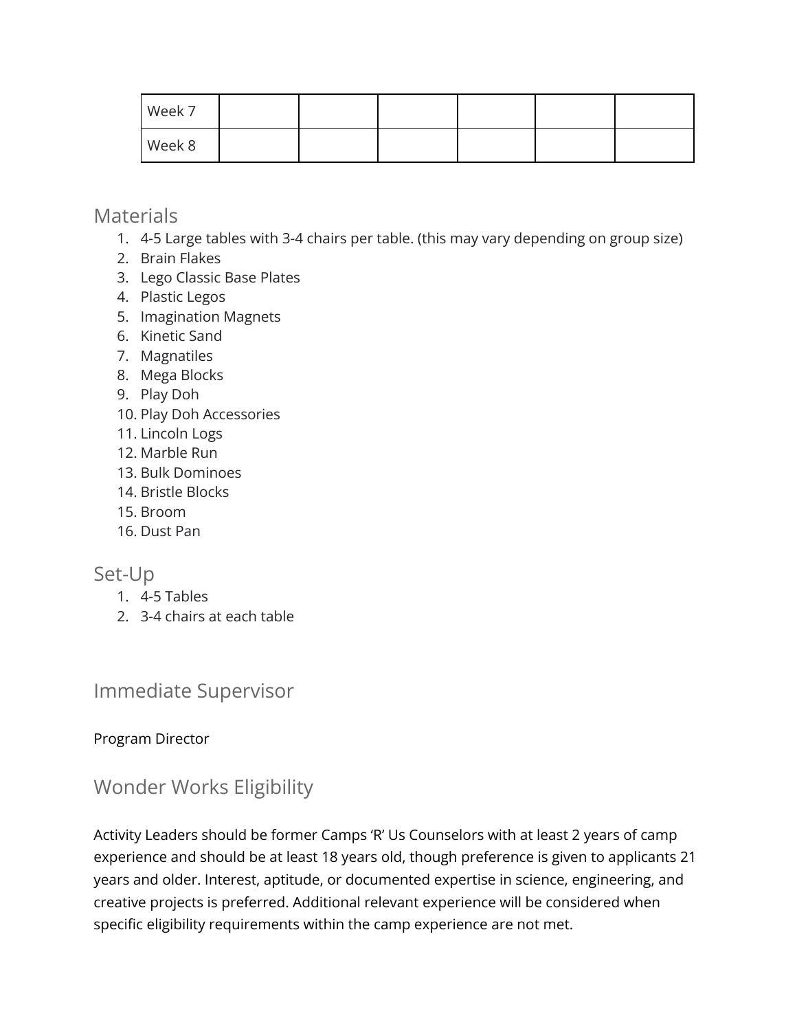| Week 7 | | | | | | |
|---|---|---|---|---|---|---|
| Week 8 | | | | | | |

## Materials

1. 4-5 Large tables with 3-4 chairs per table. (this may vary depending on group size)
2. Brain Flakes
3. Lego Classic Base Plates
4. Plastic Legos
5. Imagination Magnets
6. Kinetic Sand
7. Magnatiles
8. Mega Blocks
9. Play Doh
10. Play Doh Accessories
11. Lincoln Logs
12. Marble Run
13. Bulk Dominoes
14. Bristle Blocks
15. Broom
16. Dust Pan

## Set-Up

1. 4-5 Tables
2. 3-4 chairs at each table

## Immediate Supervisor

Program Director

## Wonder Works Eligibility

Activity Leaders should be former Camps 'R' Us Counselors with at least 2 years of camp experience and should be at least 18 years old, though preference is given to applicants 21 years and older. Interest, aptitude, or documented expertise in science, engineering, and creative projects is preferred. Additional relevant experience will be considered when specific eligibility requirements within the camp experience are not met.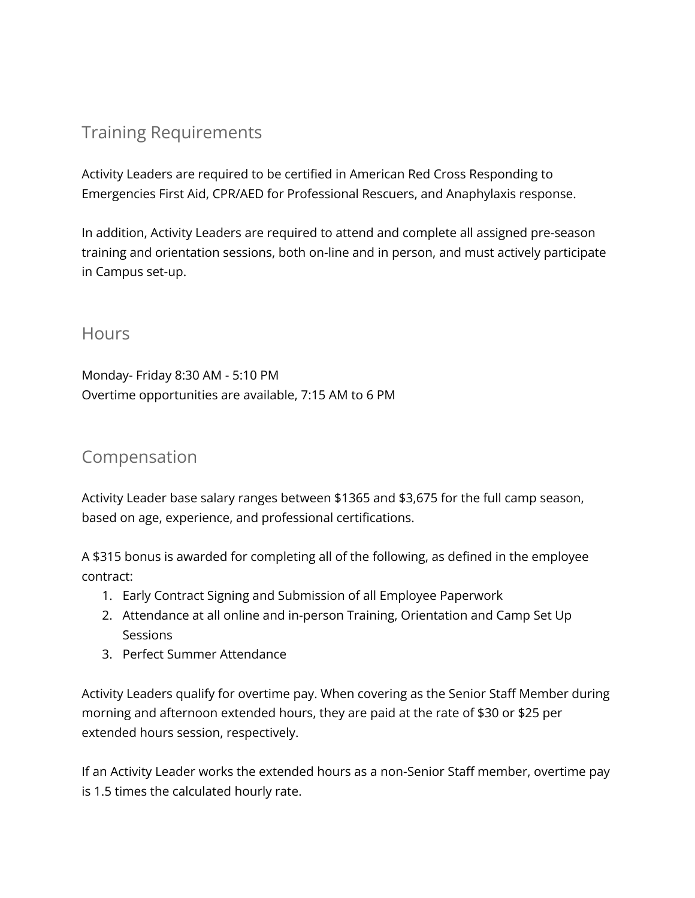## Training Requirements

Activity Leaders are required to be certified in American Red Cross Responding to Emergencies First Aid, CPR/AED for Professional Rescuers, and Anaphylaxis response.

In addition, Activity Leaders are required to attend and complete all assigned pre-season training and orientation sessions, both on-line and in person, and must actively participate in Campus set-up.

## Hours

Monday- Friday 8:30 AM - 5:10 PM
Overtime opportunities are available, 7:15 AM to 6 PM

## Compensation

Activity Leader base salary ranges between $1365 and $3,675 for the full camp season, based on age, experience, and professional certifications.

A $315 bonus is awarded for completing all of the following, as defined in the employee contract:

1. Early Contract Signing and Submission of all Employee Paperwork
2. Attendance at all online and in-person Training, Orientation and Camp Set Up Sessions
3. Perfect Summer Attendance

Activity Leaders qualify for overtime pay. When covering as the Senior Staff Member during morning and afternoon extended hours, they are paid at the rate of $30 or $25 per extended hours session, respectively.

If an Activity Leader works the extended hours as a non-Senior Staff member, overtime pay is 1.5 times the calculated hourly rate.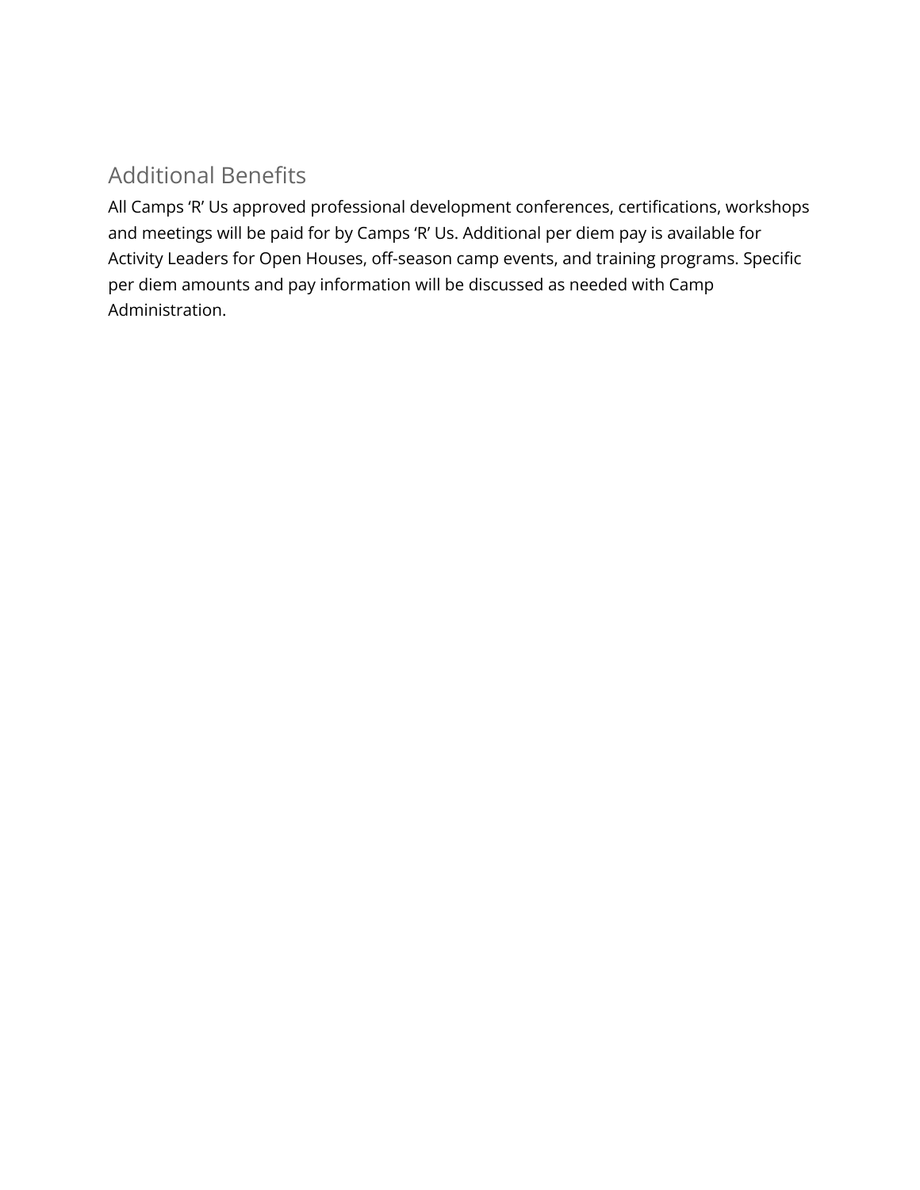## Additional Benefits

All Camps 'R' Us approved professional development conferences, certifications, workshops and meetings will be paid for by Camps 'R' Us. Additional per diem pay is available for Activity Leaders for Open Houses, off-season camp events, and training programs. Specific per diem amounts and pay information will be discussed as needed with Camp Administration.